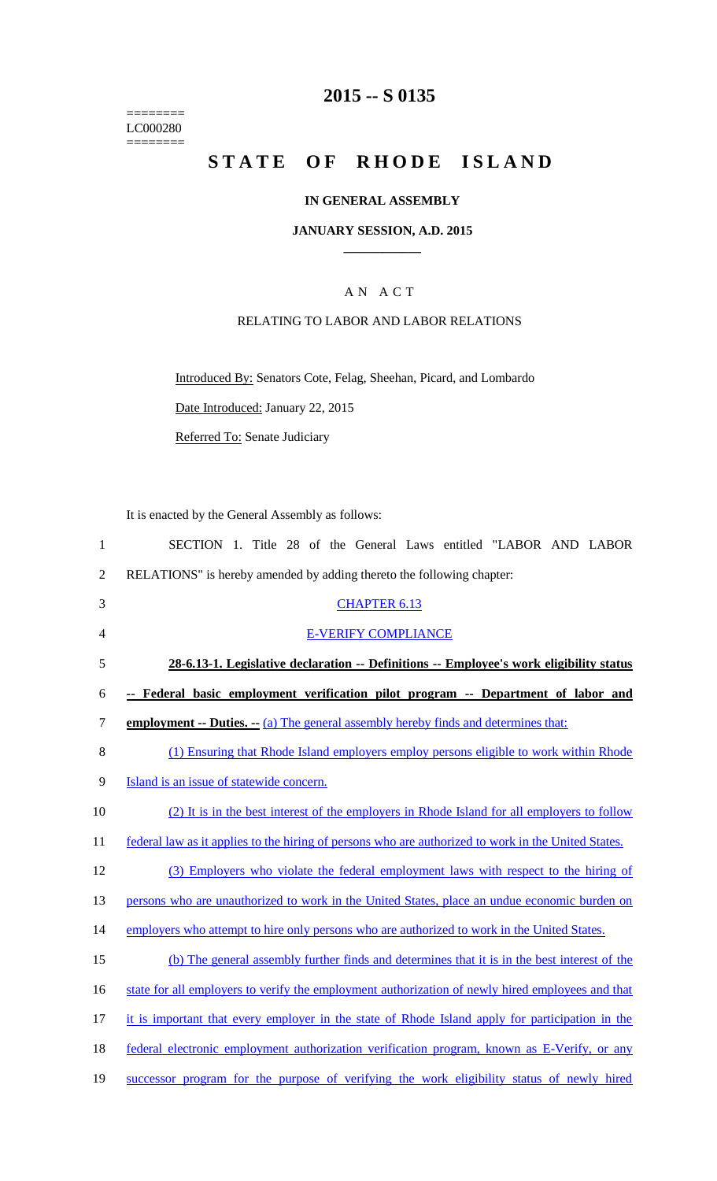========
LC000280
========

# 2015 -- S 0135

# STATE OF RHODE ISLAND

## IN GENERAL ASSEMBLY

### JANUARY SESSION, A.D. 2015

---

A N A C T

RELATING TO LABOR AND LABOR RELATIONS

Introduced By: Senators Cote, Felag, Sheehan, Picard, and Lombardo

Date Introduced: January 22, 2015

Referred To: Senate Judiciary

It is enacted by the General Assembly as follows:

SECTION 1. Title 28 of the General Laws entitled "LABOR AND LABOR RELATIONS" is hereby amended by adding thereto the following chapter:

CHAPTER 6.13

E-VERIFY COMPLIANCE

**28-6.13-1. Legislative declaration -- Definitions -- Employee's work eligibility status -- Federal basic employment verification pilot program -- Department of labor and employment -- Duties. --** (a) The general assembly hereby finds and determines that:

(1) Ensuring that Rhode Island employers employ persons eligible to work within Rhode Island is an issue of statewide concern.

(2) It is in the best interest of the employers in Rhode Island for all employers to follow federal law as it applies to the hiring of persons who are authorized to work in the United States.

(3) Employers who violate the federal employment laws with respect to the hiring of persons who are unauthorized to work in the United States, place an undue economic burden on employers who attempt to hire only persons who are authorized to work in the United States.

(b) The general assembly further finds and determines that it is in the best interest of the state for all employers to verify the employment authorization of newly hired employees and that it is important that every employer in the state of Rhode Island apply for participation in the federal electronic employment authorization verification program, known as E-Verify, or any successor program for the purpose of verifying the work eligibility status of newly hired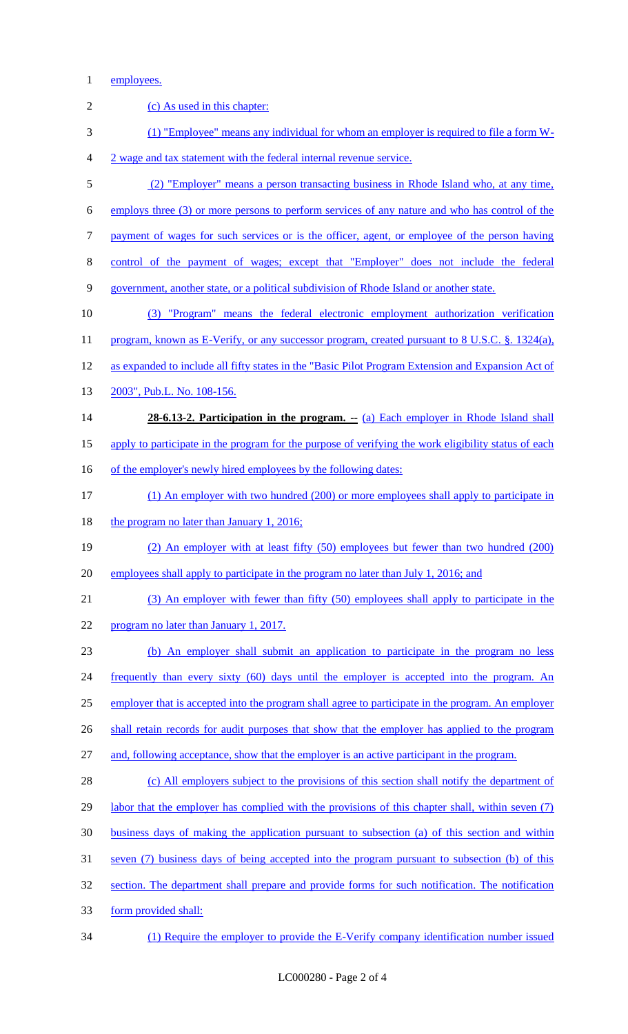employees.

(c) As used in this chapter:

(1) "Employee" means any individual for whom an employer is required to file a form W-2 wage and tax statement with the federal internal revenue service.

(2) "Employer" means a person transacting business in Rhode Island who, at any time, employs three (3) or more persons to perform services of any nature and who has control of the payment of wages for such services or is the officer, agent, or employee of the person having control of the payment of wages; except that "Employer" does not include the federal government, another state, or a political subdivision of Rhode Island or another state.

(3) "Program" means the federal electronic employment authorization verification program, known as E-Verify, or any successor program, created pursuant to 8 U.S.C. §. 1324(a), as expanded to include all fifty states in the "Basic Pilot Program Extension and Expansion Act of 2003", Pub.L. No. 108-156.

**28-6.13-2. Participation in the program. --** (a) Each employer in Rhode Island shall apply to participate in the program for the purpose of verifying the work eligibility status of each of the employer's newly hired employees by the following dates:

(1) An employer with two hundred (200) or more employees shall apply to participate in the program no later than January 1, 2016;

(2) An employer with at least fifty (50) employees but fewer than two hundred (200) employees shall apply to participate in the program no later than July 1, 2016; and

(3) An employer with fewer than fifty (50) employees shall apply to participate in the program no later than January 1, 2017.

(b) An employer shall submit an application to participate in the program no less frequently than every sixty (60) days until the employer is accepted into the program. An employer that is accepted into the program shall agree to participate in the program. An employer shall retain records for audit purposes that show that the employer has applied to the program and, following acceptance, show that the employer is an active participant in the program.

(c) All employers subject to the provisions of this section shall notify the department of labor that the employer has complied with the provisions of this chapter shall, within seven (7) business days of making the application pursuant to subsection (a) of this section and within seven (7) business days of being accepted into the program pursuant to subsection (b) of this section. The department shall prepare and provide forms for such notification. The notification form provided shall:

(1) Require the employer to provide the E-Verify company identification number issued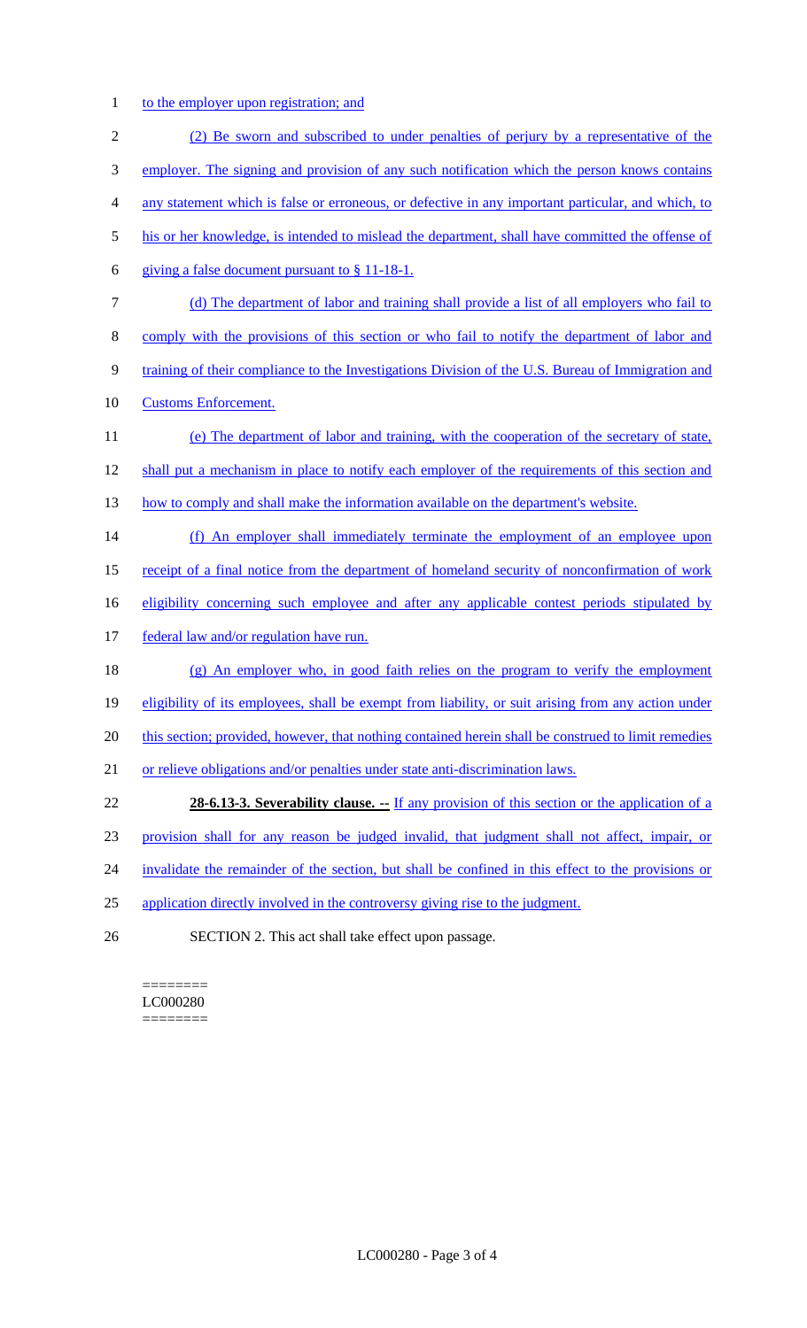to the employer upon registration; and

(2) Be sworn and subscribed to under penalties of perjury by a representative of the employer. The signing and provision of any such notification which the person knows contains any statement which is false or erroneous, or defective in any important particular, and which, to his or her knowledge, is intended to mislead the department, shall have committed the offense of giving a false document pursuant to § 11-18-1.

(d) The department of labor and training shall provide a list of all employers who fail to comply with the provisions of this section or who fail to notify the department of labor and training of their compliance to the Investigations Division of the U.S. Bureau of Immigration and Customs Enforcement.

(e) The department of labor and training, with the cooperation of the secretary of state, shall put a mechanism in place to notify each employer of the requirements of this section and how to comply and shall make the information available on the department's website.

(f) An employer shall immediately terminate the employment of an employee upon receipt of a final notice from the department of homeland security of nonconfirmation of work eligibility concerning such employee and after any applicable contest periods stipulated by federal law and/or regulation have run.

(g) An employer who, in good faith relies on the program to verify the employment eligibility of its employees, shall be exempt from liability, or suit arising from any action under this section; provided, however, that nothing contained herein shall be construed to limit remedies or relieve obligations and/or penalties under state anti-discrimination laws.

**28-6.13-3. Severability clause. --** If any provision of this section or the application of a provision shall for any reason be judged invalid, that judgment shall not affect, impair, or invalidate the remainder of the section, but shall be confined in this effect to the provisions or application directly involved in the controversy giving rise to the judgment.

SECTION 2. This act shall take effect upon passage.

========
LC000280
========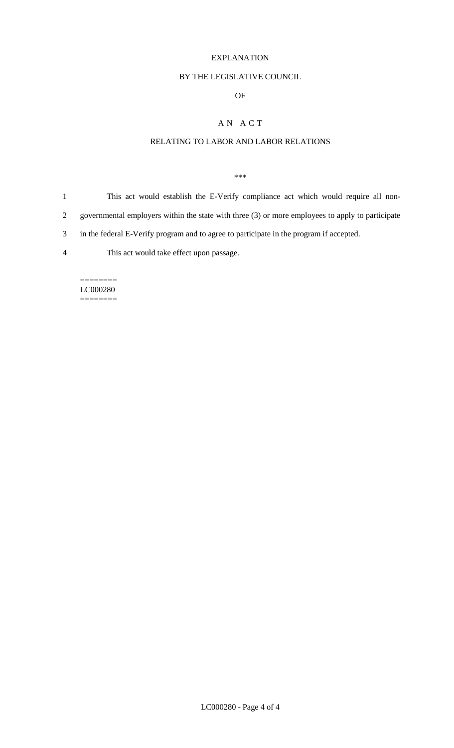EXPLANATION

BY THE LEGISLATIVE COUNCIL

OF

A N A C T

RELATING TO LABOR AND LABOR RELATIONS

\*\*\*

1 This act would establish the E-Verify compliance act which would require all non-
2 governmental employers within the state with three (3) or more employees to apply to participate
3 in the federal E-Verify program and to agree to participate in the program if accepted.
4 This act would take effect upon passage.

========
LC000280
========